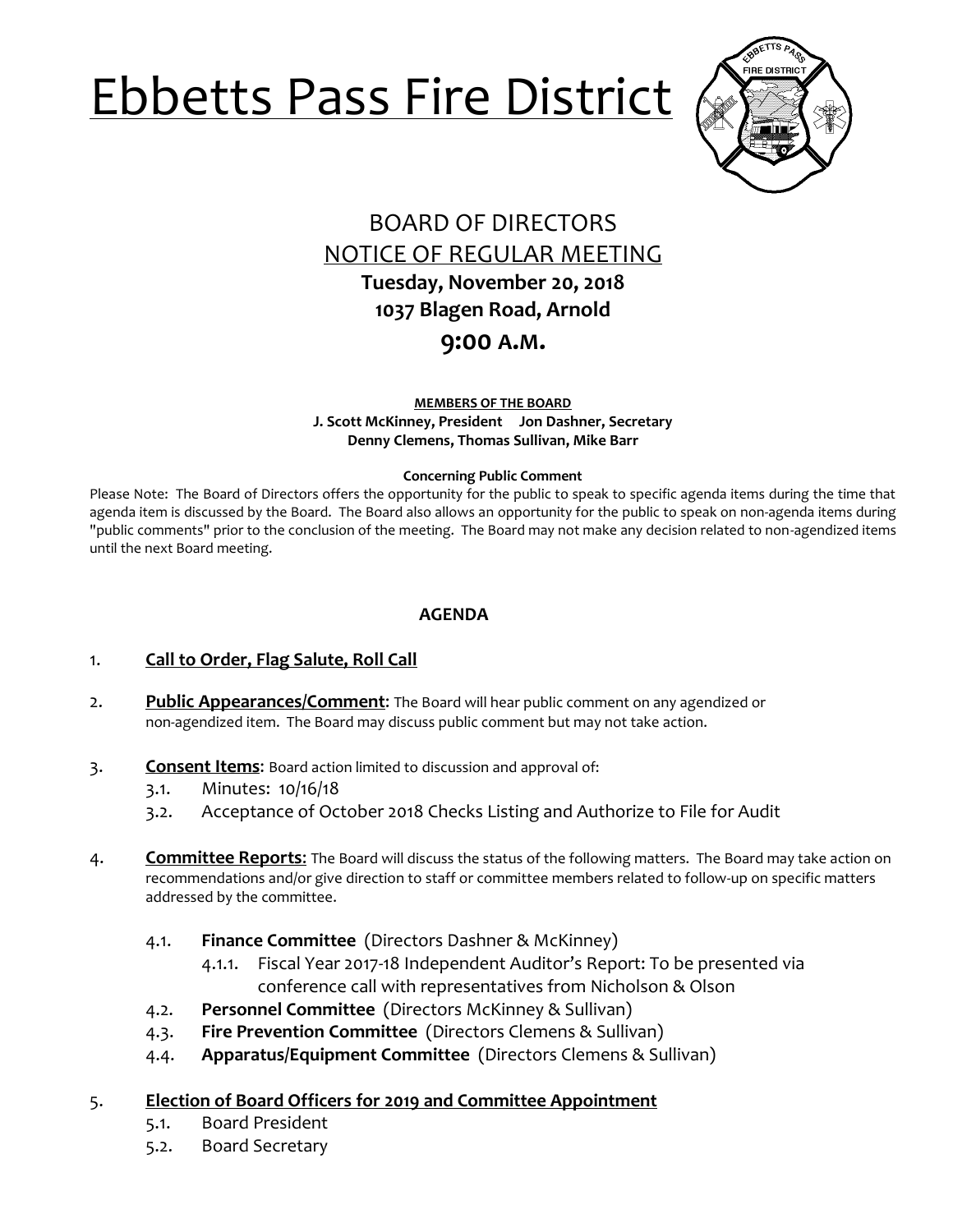# Ebbetts Pass Fire District

## BOARD OF DIRECTORS
## NOTICE OF REGULAR MEETING
**Tuesday, November 20, 2018**
**1037 Blagen Road, Arnold**
**9:00 A.M.**

**MEMBERS OF THE BOARD**
**J. Scott McKinney, President Jon Dashner, Secretary**
**Denny Clemens, Thomas Sullivan, Mike Barr**

**Concerning Public Comment**

Please Note: The Board of Directors offers the opportunity for the public to speak to specific agenda items during the time that agenda item is discussed by the Board. The Board also allows an opportunity for the public to speak on non-agenda items during "public comments" prior to the conclusion of the meeting. The Board may not make any decision related to non-agendized items until the next Board meeting.

### AGENDA

1. **Call to Order, Flag Salute, Roll Call**

2. **Public Appearances/Comment**: The Board will hear public comment on any agendized or non-agendized item. The Board may discuss public comment but may not take action.

3. **Consent Items**: Board action limited to discussion and approval of:
   - 3.1. Minutes: 10/16/18
   - 3.2. Acceptance of October 2018 Checks Listing and Authorize to File for Audit

4. **Committee Reports**: The Board will discuss the status of the following matters. The Board may take action on recommendations and/or give direction to staff or committee members related to follow-up on specific matters addressed by the committee.
   - 4.1. **Finance Committee** (Directors Dashner & McKinney)
     - 4.1.1. Fiscal Year 2017-18 Independent Auditor's Report: To be presented via conference call with representatives from Nicholson & Olson
   - 4.2. **Personnel Committee** (Directors McKinney & Sullivan)
   - 4.3. **Fire Prevention Committee** (Directors Clemens & Sullivan)
   - 4.4. **Apparatus/Equipment Committee** (Directors Clemens & Sullivan)

5. **Election of Board Officers for 2019 and Committee Appointment**
   - 5.1. Board President
   - 5.2. Board Secretary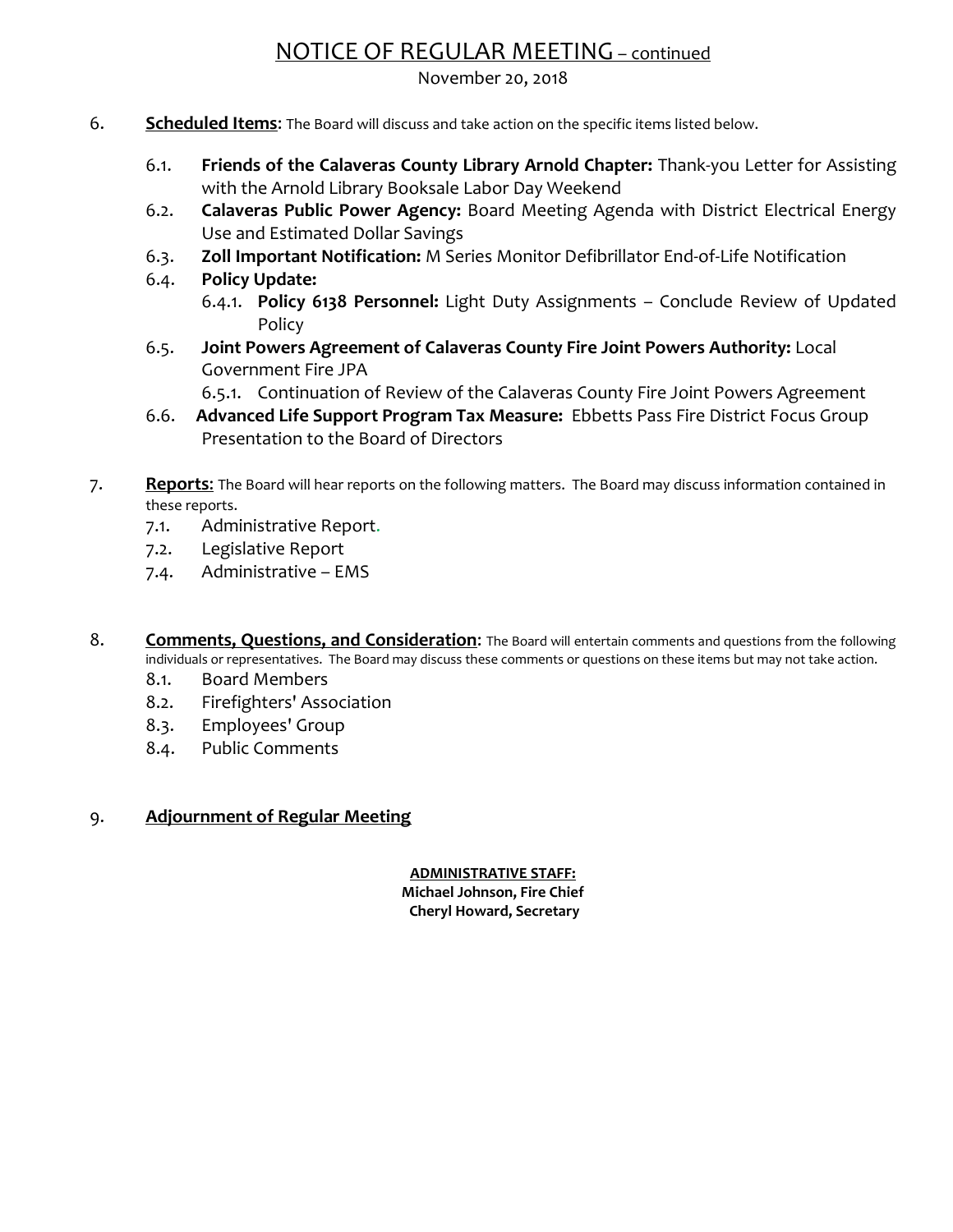# NOTICE OF REGULAR MEETING – continued

November 20, 2018

6. **Scheduled Items**: The Board will discuss and take action on the specific items listed below.
   - 6.1. **Friends of the Calaveras County Library Arnold Chapter:** Thank-you Letter for Assisting with the Arnold Library Booksale Labor Day Weekend
   - 6.2. **Calaveras Public Power Agency:** Board Meeting Agenda with District Electrical Energy Use and Estimated Dollar Savings
   - 6.3. **Zoll Important Notification:** M Series Monitor Defibrillator End-of-Life Notification
   - 6.4. **Policy Update:**
     - 6.4.1. **Policy 6138 Personnel:** Light Duty Assignments – Conclude Review of Updated Policy
   - 6.5. **Joint Powers Agreement of Calaveras County Fire Joint Powers Authority:** Local Government Fire JPA
     - 6.5.1. Continuation of Review of the Calaveras County Fire Joint Powers Agreement
   - 6.6. **Advanced Life Support Program Tax Measure:** Ebbetts Pass Fire District Focus Group Presentation to the Board of Directors

7. **Reports**: The Board will hear reports on the following matters. The Board may discuss information contained in these reports.
   - 7.1. Administrative Report.
   - 7.2. Legislative Report
   - 7.4. Administrative – EMS

8. **Comments, Questions, and Consideration**: The Board will entertain comments and questions from the following individuals or representatives. The Board may discuss these comments or questions on these items but may not take action.
   - 8.1. Board Members
   - 8.2. Firefighters' Association
   - 8.3. Employees' Group
   - 8.4. Public Comments

9. **Adjournment of Regular Meeting**

**ADMINISTRATIVE STAFF:**
**Michael Johnson, Fire Chief**
**Cheryl Howard, Secretary**